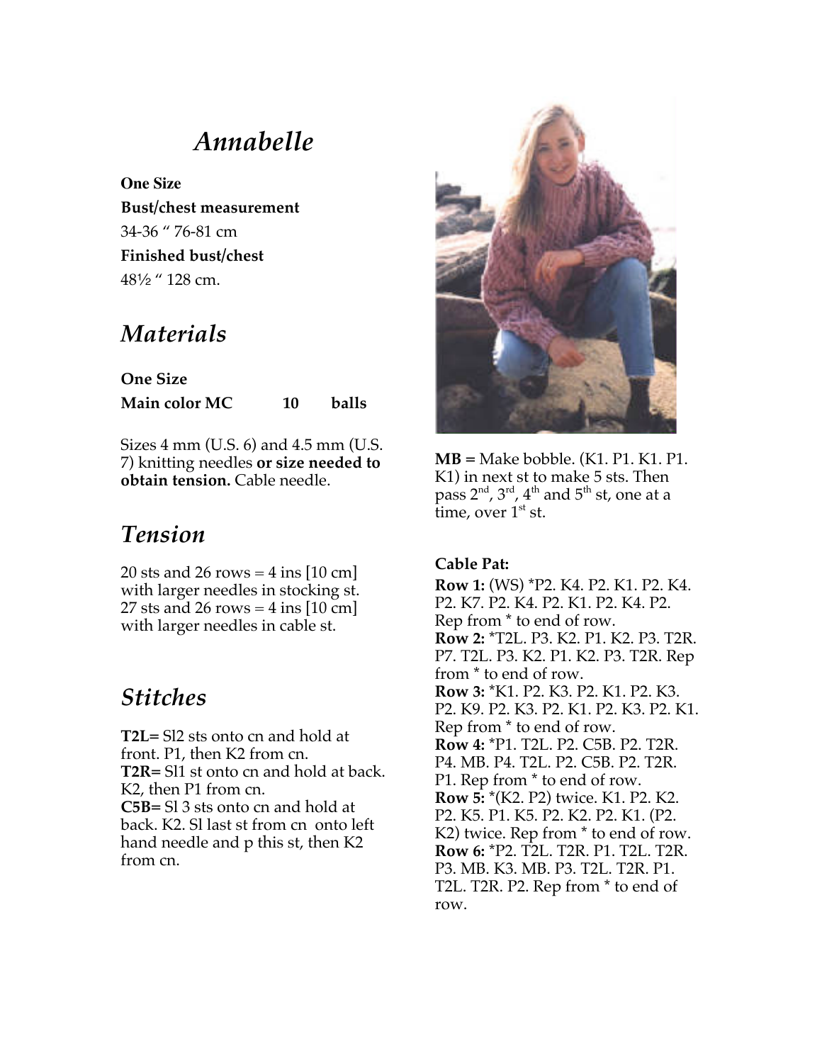# *Annabelle*

**One Size**

**Bust/chest measurement**

34-36 " 76-81 cm

**Finished bust/chest**

48½ " 128 cm.

## *Materials*

| **One Size** | | |
|---|---|---|
| **Main color MC** | **10** | **balls** |

Sizes 4 mm (U.S. 6) and 4.5 mm (U.S. 7) knitting needles **or size needed to obtain tension.** Cable needle.

## *Tension*

20 sts and 26 rows = 4 ins [10 cm] with larger needles in stocking st.
27 sts and 26 rows = 4 ins [10 cm] with larger needles in cable st.

## *Stitches*

**T2L=** Sl2 sts onto cn and hold at front. P1, then K2 from cn.
**T2R=** Sl1 st onto cn and hold at back. K2, then P1 from cn.
**C5B=** Sl 3 sts onto cn and hold at back. K2. Sl last st from cn onto left hand needle and p this st, then K2 from cn.

**MB =** Make bobble. (K1. P1. K1. P1. K1) in next st to make 5 sts. Then pass 2nd, 3rd, 4th and 5th st, one at a time, over 1st st.

**Cable Pat:**

**Row 1:** (WS) *P2. K4. P2. K1. P2. K4. P2. K7. P2. K4. P2. K1. P2. K4. P2. Rep from * to end of row.
**Row 2:** *T2L. P3. K2. P1. K2. P3. T2R. P7. T2L. P3. K2. P1. K2. P3. T2R. Rep from * to end of row.
**Row 3:** *K1. P2. K3. P2. K1. P2. K3. P2. K9. P2. K3. P2. K1. P2. K3. P2. K1. Rep from * to end of row.
**Row 4:** *P1. T2L. P2. C5B. P2. T2R. P4. MB. P4. T2L. P2. C5B. P2. T2R. P1. Rep from * to end of row.
**Row 5:** *(K2. P2) twice. K1. P2. K2. P2. K5. P1. K5. P2. K2. P2. K1. (P2. K2) twice. Rep from * to end of row.
**Row 6:** *P2. T2L. T2R. P1. T2L. T2R. P3. MB. K3. MB. P3. T2L. T2R. P1. T2L. T2R. P2. Rep from * to end of row.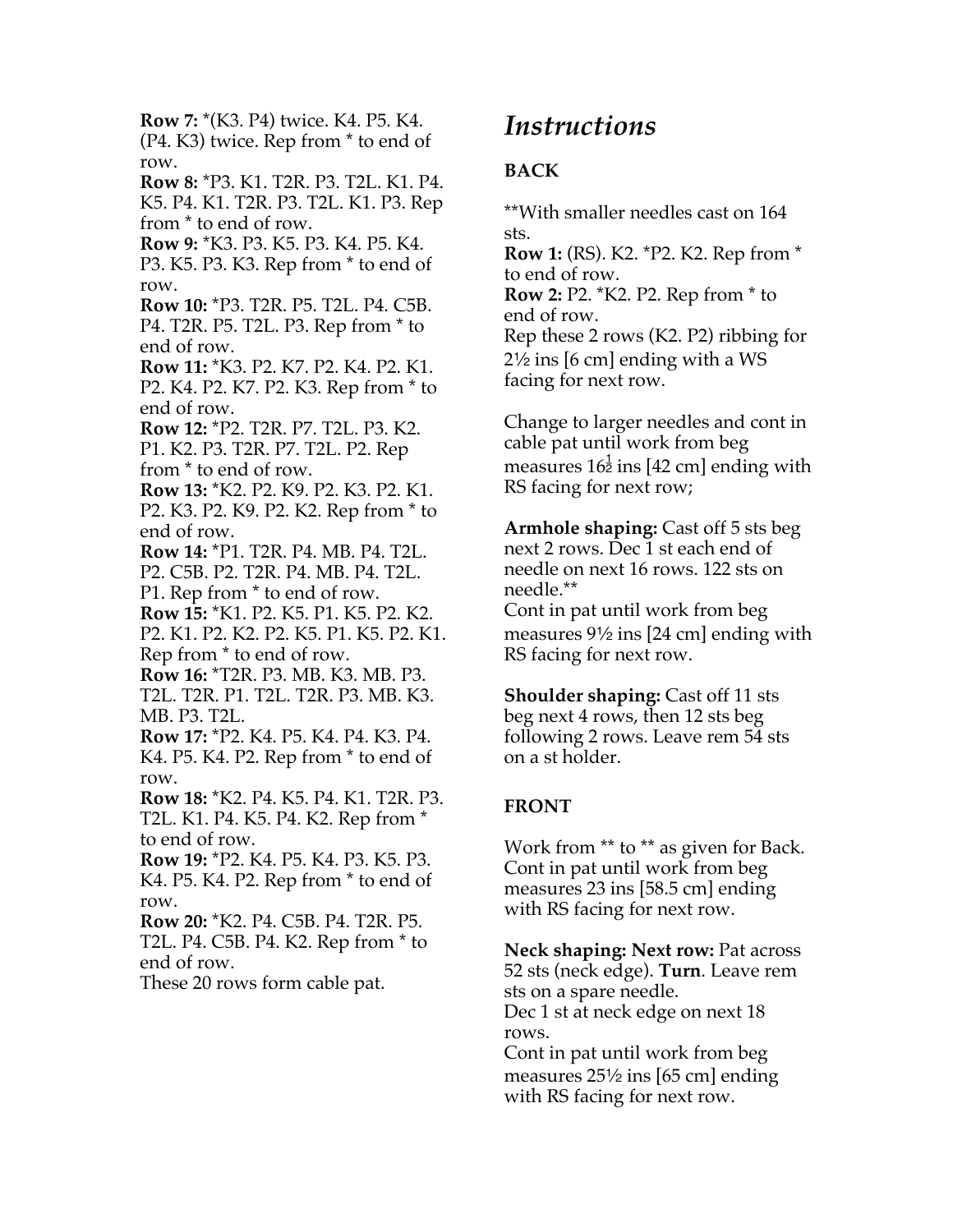**Row 7:** *(K3. P4) twice. K4. P5. K4. (P4. K3) twice. Rep from * to end of row.
**Row 8:** *P3. K1. T2R. P3. T2L. K1. P4. K5. P4. K1. T2R. P3. T2L. K1. P3. Rep from * to end of row.
**Row 9:** *K3. P3. K5. P3. K4. P5. K4. P3. K5. P3. K3. Rep from * to end of row.
**Row 10:** *P3. T2R. P5. T2L. P4. C5B. P4. T2R. P5. T2L. P3. Rep from * to end of row.
**Row 11:** *K3. P2. K7. P2. K4. P2. K1. P2. K4. P2. K7. P2. K3. Rep from * to end of row.
**Row 12:** *P2. T2R. P7. T2L. P3. K2. P1. K2. P3. T2R. P7. T2L. P2. Rep from * to end of row.
**Row 13:** *K2. P2. K9. P2. K3. P2. K1. P2. K3. P2. K9. P2. K2. Rep from * to end of row.
**Row 14:** *P1. T2R. P4. MB. P4. T2L. P2. C5B. P2. T2R. P4. MB. P4. T2L. P1. Rep from * to end of row.
**Row 15:** *K1. P2. K5. P1. K5. P2. K2. P2. K1. P2. K2. P2. K5. P1. K5. P2. K1. Rep from * to end of row.
**Row 16:** *T2R. P3. MB. K3. MB. P3. T2L. T2R. P1. T2L. T2R. P3. MB. K3. MB. P3. T2L.
**Row 17:** *P2. K4. P5. K4. P4. K3. P4. K4. P5. K4. P2. Rep from * to end of row.
**Row 18:** *K2. P4. K5. P4. K1. T2R. P3. T2L. K1. P4. K5. P4. K2. Rep from * to end of row.
**Row 19:** *P2. K4. P5. K4. P3. K5. P3. K4. P5. K4. P2. Rep from * to end of row.
**Row 20:** *K2. P4. C5B. P4. T2R. P5. T2L. P4. C5B. P4. K2. Rep from * to end of row.
These 20 rows form cable pat.

## *Instructions*

### BACK

**With smaller needles cast on 164 sts.
**Row 1:** (RS). K2. *P2. K2. Rep from * to end of row.
**Row 2:** P2. *K2. P2. Rep from * to end of row.
Rep these 2 rows (K2. P2) ribbing for 2½ ins [6 cm] ending with a WS facing for next row.

Change to larger needles and cont in cable pat until work from beg measures 16½ ins [42 cm] ending with RS facing for next row;

**Armhole shaping:** Cast off 5 sts beg next 2 rows. Dec 1 st each end of needle on next 16 rows. 122 sts on needle.**
Cont in pat until work from beg measures 9½ ins [24 cm] ending with RS facing for next row.

**Shoulder shaping:** Cast off 11 sts beg next 4 rows, then 12 sts beg following 2 rows. Leave rem 54 sts on a st holder.

### FRONT

Work from ** to ** as given for Back. Cont in pat until work from beg measures 23 ins [58.5 cm] ending with RS facing for next row.

**Neck shaping: Next row:** Pat across 52 sts (neck edge). **Turn**. Leave rem sts on a spare needle.
Dec 1 st at neck edge on next 18 rows.
Cont in pat until work from beg measures 25½ ins [65 cm] ending with RS facing for next row.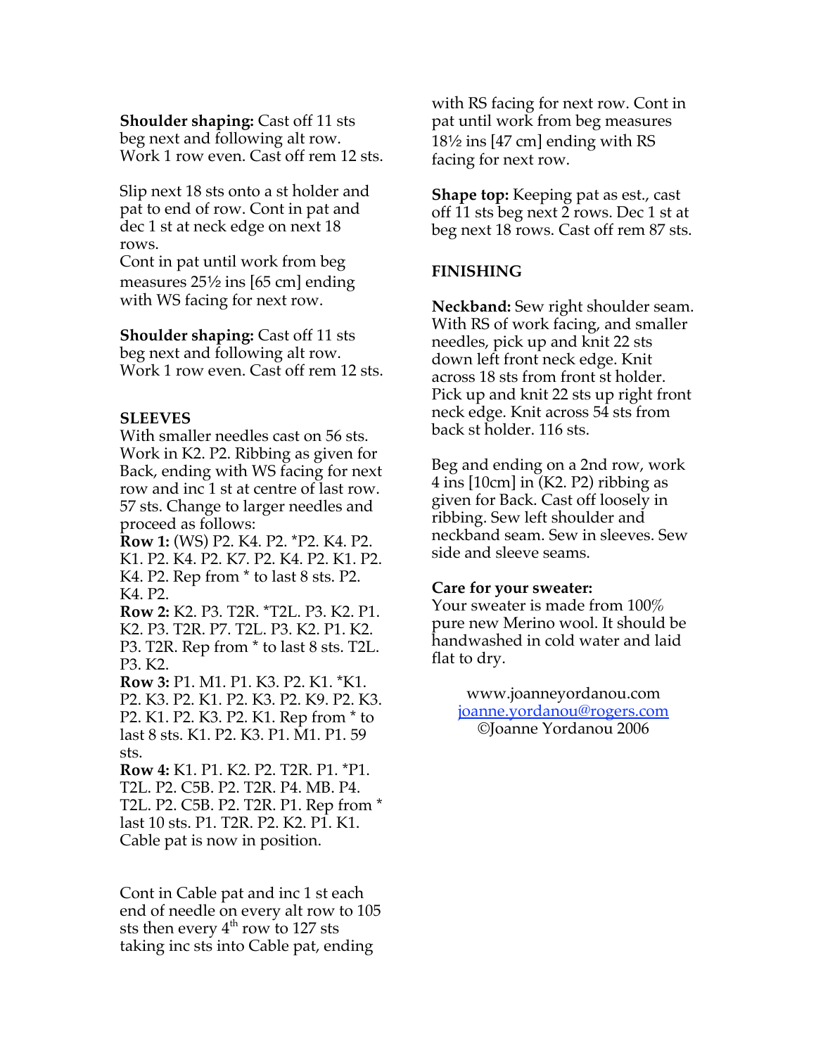**Shoulder shaping:** Cast off 11 sts beg next and following alt row. Work 1 row even. Cast off rem 12 sts.

Slip next 18 sts onto a st holder and pat to end of row. Cont in pat and dec 1 st at neck edge on next 18 rows.
Cont in pat until work from beg measures 25½ ins [65 cm] ending with WS facing for next row.

**Shoulder shaping:** Cast off 11 sts beg next and following alt row. Work 1 row even. Cast off rem 12 sts.

## SLEEVES

With smaller needles cast on 56 sts. Work in K2. P2. Ribbing as given for Back, ending with WS facing for next row and inc 1 st at centre of last row. 57 sts. Change to larger needles and proceed as follows:

**Row 1:** (WS) P2. K4. P2. *P2. K4. P2. K1. P2. K4. P2. K7. P2. K4. P2. K1. P2. K4. P2. Rep from * to last 8 sts. P2. K4. P2.

**Row 2:** K2. P3. T2R. *T2L. P3. K2. P1. K2. P3. T2R. P7. T2L. P3. K2. P1. K2. P3. T2R. Rep from * to last 8 sts. T2L. P3. K2.

**Row 3:** P1. M1. P1. K3. P2. K1. *K1. P2. K3. P2. K1. P2. K3. P2. K9. P2. K3. P2. K1. P2. K3. P2. K1. Rep from * to last 8 sts. K1. P2. K3. P1. M1. P1. 59 sts.

**Row 4:** K1. P1. K2. P2. T2R. P1. *P1. T2L. P2. C5B. P2. T2R. P4. MB. P4. T2L. P2. C5B. P2. T2R. P1. Rep from * last 10 sts. P1. T2R. P2. K2. P1. K1.
Cable pat is now in position.

Cont in Cable pat and inc 1 st each end of needle on every alt row to 105 sts then every 4th row to 127 sts taking inc sts into Cable pat, ending with RS facing for next row. Cont in pat until work from beg measures 18½ ins [47 cm] ending with RS facing for next row.

**Shape top:** Keeping pat as est., cast off 11 sts beg next 2 rows. Dec 1 st at beg next 18 rows. Cast off rem 87 sts.

## FINISHING

**Neckband:** Sew right shoulder seam. With RS of work facing, and smaller needles, pick up and knit 22 sts down left front neck edge. Knit across 18 sts from front st holder. Pick up and knit 22 sts up right front neck edge. Knit across 54 sts from back st holder. 116 sts.

Beg and ending on a 2nd row, work 4 ins [10cm] in (K2. P2) ribbing as given for Back. Cast off loosely in ribbing. Sew left shoulder and neckband seam. Sew in sleeves. Sew side and sleeve seams.

**Care for your sweater:**
Your sweater is made from 100% pure new Merino wool. It should be handwashed in cold water and laid flat to dry.

www.joanneyordanou.com
joanne.yordanou@rogers.com
©Joanne Yordanou 2006